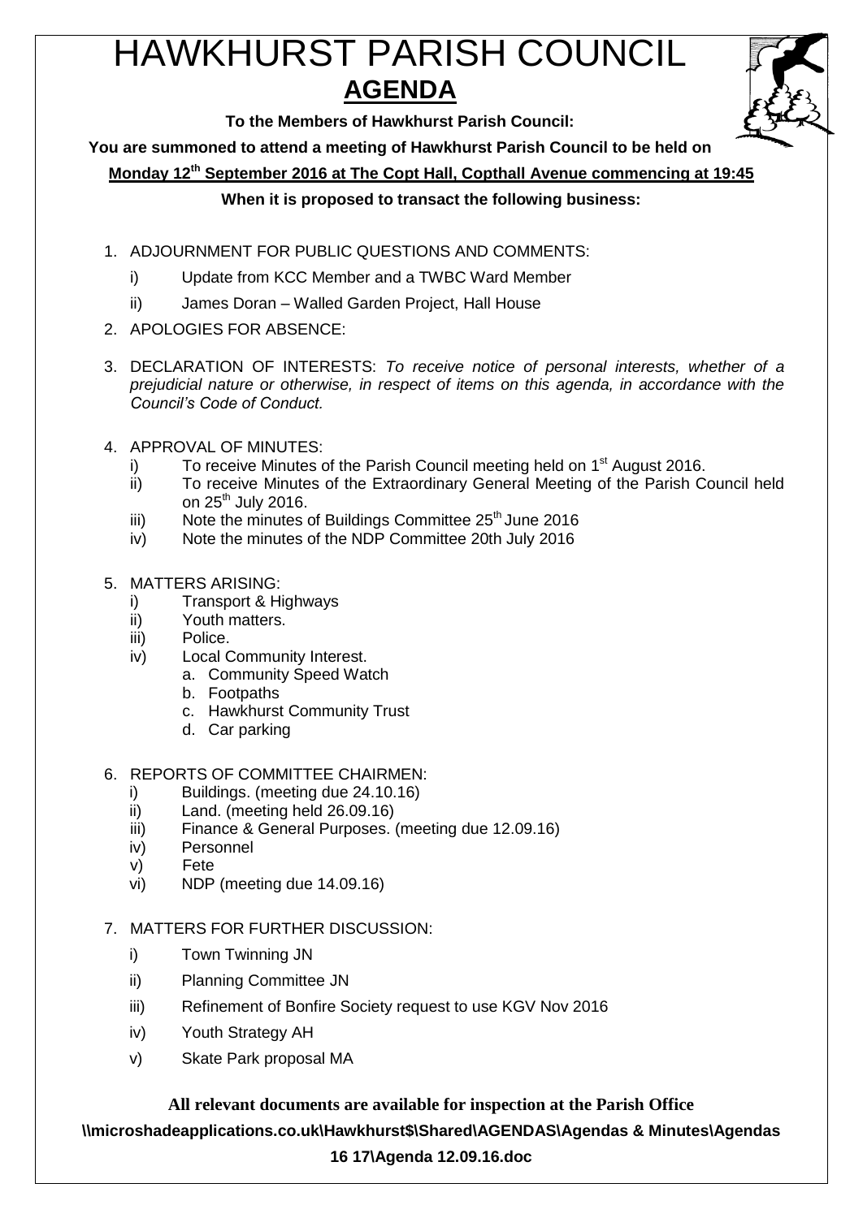# HAWKHURST PARISH COUNCIL

## AGENDA

**To the Members of Hawkhurst Parish Council:**

**You are summoned to attend a meeting of Hawkhurst Parish Council to be held on**

**Monday 12th September 2016 at The Copt Hall, Copthall Avenue commencing at 19:45**

**When it is proposed to transact the following business:**

1. ADJOURNMENT FOR PUBLIC QUESTIONS AND COMMENTS:
   - i) Update from KCC Member and a TWBC Ward Member
   - ii) James Doran – Walled Garden Project, Hall House
2. APOLOGIES FOR ABSENCE:
3. DECLARATION OF INTERESTS: *To receive notice of personal interests, whether of a prejudicial nature or otherwise, in respect of items on this agenda, in accordance with the Council's Code of Conduct.*
4. APPROVAL OF MINUTES:
   - i) To receive Minutes of the Parish Council meeting held on 1st August 2016.
   - ii) To receive Minutes of the Extraordinary General Meeting of the Parish Council held on 25th July 2016.
   - iii) Note the minutes of Buildings Committee 25th June 2016
   - iv) Note the minutes of the NDP Committee 20th July 2016
5. MATTERS ARISING:
   - i) Transport & Highways
   - ii) Youth matters.
   - iii) Police.
   - iv) Local Community Interest.
     - a. Community Speed Watch
     - b. Footpaths
     - c. Hawkhurst Community Trust
     - d. Car parking
6. REPORTS OF COMMITTEE CHAIRMEN:
   - i) Buildings. (meeting due 24.10.16)
   - ii) Land. (meeting held 26.09.16)
   - iii) Finance & General Purposes. (meeting due 12.09.16)
   - iv) Personnel
   - v) Fete
   - vi) NDP (meeting due 14.09.16)
7. MATTERS FOR FURTHER DISCUSSION:
   - i) Town Twinning JN
   - ii) Planning Committee JN
   - iii) Refinement of Bonfire Society request to use KGV Nov 2016
   - iv) Youth Strategy AH
   - v) Skate Park proposal MA

**All relevant documents are available for inspection at the Parish Office**

**\\microshadeapplications.co.uk\Hawkhurst$\Shared\AGENDAS\Agendas & Minutes\Agendas 16 17\Agenda 12.09.16.doc**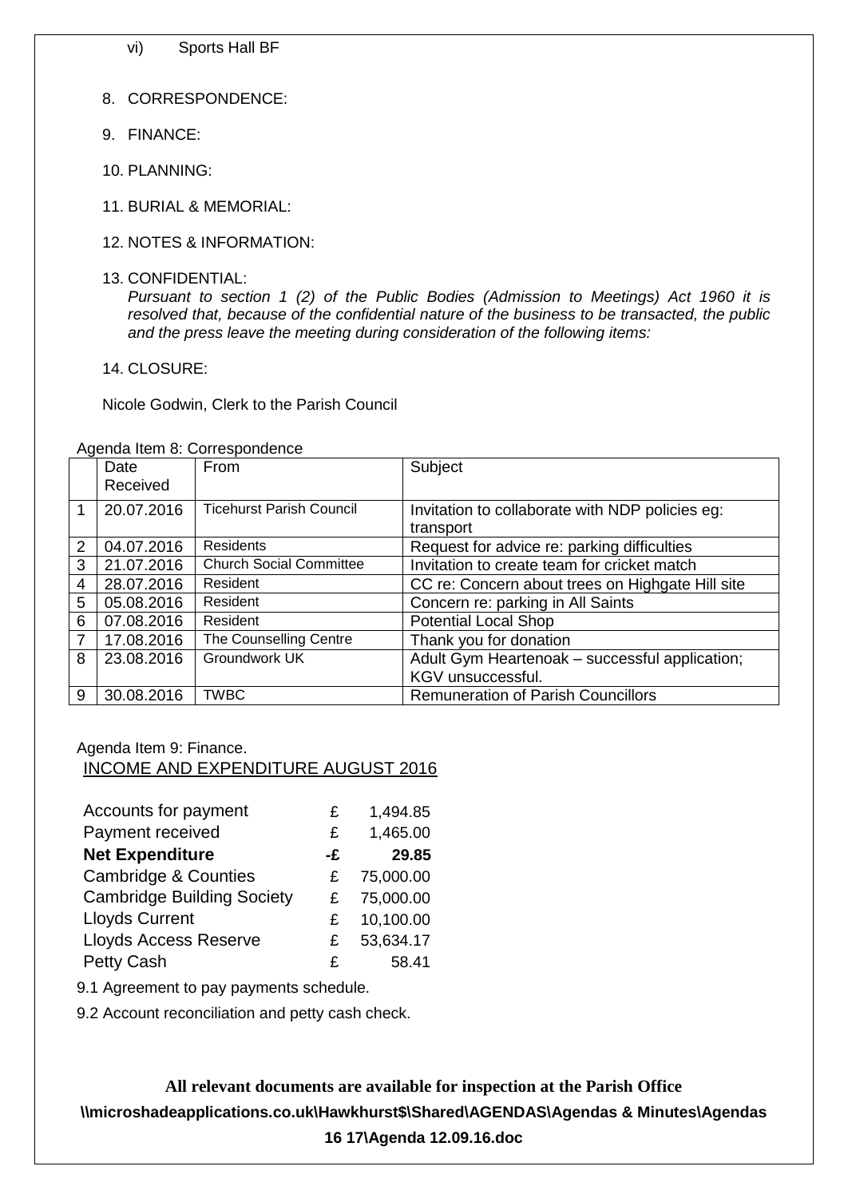vi) Sports Hall BF

8. CORRESPONDENCE:

9. FINANCE:

10. PLANNING:

11. BURIAL & MEMORIAL:

12. NOTES & INFORMATION:

13. CONFIDENTIAL:
*Pursuant to section 1 (2) of the Public Bodies (Admission to Meetings) Act 1960 it is resolved that, because of the confidential nature of the business to be transacted, the public and the press leave the meeting during consideration of the following items:*

14. CLOSURE:

Nicole Godwin, Clerk to the Parish Council

Agenda Item 8: Correspondence

| | Date Received | From | Subject |
|---|---|---|---|
| 1 | 20.07.2016 | Ticehurst Parish Council | Invitation to collaborate with NDP policies eg: transport |
| 2 | 04.07.2016 | Residents | Request for advice re: parking difficulties |
| 3 | 21.07.2016 | Church Social Committee | Invitation to create team for cricket match |
| 4 | 28.07.2016 | Resident | CC re: Concern about trees on Highgate Hill site |
| 5 | 05.08.2016 | Resident | Concern re: parking in All Saints |
| 6 | 07.08.2016 | Resident | Potential Local Shop |
| 7 | 17.08.2016 | The Counselling Centre | Thank you for donation |
| 8 | 23.08.2016 | Groundwork UK | Adult Gym Heartenoak – successful application; KGV unsuccessful. |
| 9 | 30.08.2016 | TWBC | Remuneration of Parish Councillors |

Agenda Item 9: Finance.

INCOME AND EXPENDITURE AUGUST 2016

| | | |
|---|---|---|
| Accounts for payment | £ | 1,494.85 |
| Payment received | £ | 1,465.00 |
| **Net Expenditure** | **-£** | **29.85** |
| Cambridge & Counties | £ | 75,000.00 |
| Cambridge Building Society | £ | 75,000.00 |
| Lloyds Current | £ | 10,100.00 |
| Lloyds Access Reserve | £ | 53,634.17 |
| Petty Cash | £ | 58.41 |

9.1 Agreement to pay payments schedule.

9.2 Account reconciliation and petty cash check.

**All relevant documents are available for inspection at the Parish Office**

**\\microshadeapplications.co.uk\Hawkhurst$\Shared\AGENDAS\Agendas & Minutes\Agendas 16 17\Agenda 12.09.16.doc**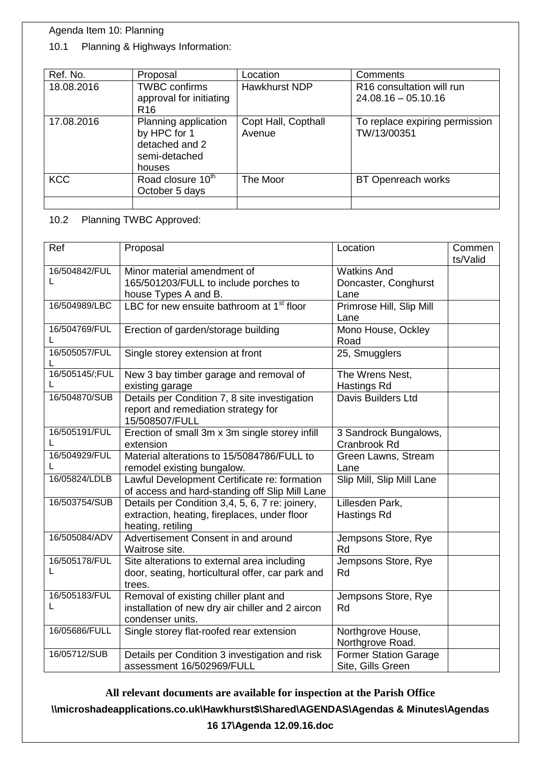Agenda Item 10: Planning

10.1 Planning & Highways Information:

| Ref. No. | Proposal | Location | Comments |
|---|---|---|---|
| 18.08.2016 | TWBC confirms approval for initiating R16 | Hawkhurst NDP | R16 consultation will run 24.08.16 – 05.10.16 |
| 17.08.2016 | Planning application by HPC for 1 detached and 2 semi-detached houses | Copt Hall, Copthall Avenue | To replace expiring permission TW/13/00351 |
| KCC | Road closure 10th October 5 days | The Moor | BT Openreach works |
| | | | |

10.2 Planning TWBC Approved:

| Ref | Proposal | Location | Comments/Valid |
|---|---|---|---|
| 16/504842/FULL | Minor material amendment of 165/501203/FULL to include porches to house Types A and B. | Watkins And Doncaster, Conghurst Lane | |
| 16/504989/LBC | LBC for new ensuite bathroom at 1st floor | Primrose Hill, Slip Mill Lane | |
| 16/504769/FULL | Erection of garden/storage building | Mono House, Ockley Road | |
| 16/505057/FULL | Single storey extension at front | 25, Smugglers | |
| 16/505145/;FULL | New 3 bay timber garage and removal of existing garage | The Wrens Nest, Hastings Rd | |
| 16/504870/SUB | Details per Condition 7, 8 site investigation report and remediation strategy for 15/508507/FULL | Davis Builders Ltd | |
| 16/505191/FULL | Erection of small 3m x 3m single storey infill extension | 3 Sandrock Bungalows, Cranbrook Rd | |
| 16/504929/FULL | Material alterations to 15/5084786/FULL to remodel existing bungalow. | Green Lawns, Stream Lane | |
| 16/05824/LDLB | Lawful Development Certificate re: formation of access and hard-standing off Slip Mill Lane | Slip Mill, Slip Mill Lane | |
| 16/503754/SUB | Details per Condition 3,4, 5, 6, 7 re: joinery, extraction, heating, fireplaces, under floor heating, retiling | Lillesden Park, Hastings Rd | |
| 16/505084/ADV | Advertisement Consent in and around Waitrose site. | Jempsons Store, Rye Rd | |
| 16/505178/FULL | Site alterations to external area including door, seating, horticultural offer, car park and trees. | Jempsons Store, Rye Rd | |
| 16/505183/FULL | Removal of existing chiller plant and installation of new dry air chiller and 2 aircon condenser units. | Jempsons Store, Rye Rd | |
| 16/05686/FULL | Single storey flat-roofed rear extension | Northgrove House, Northgrove Road. | |
| 16/05712/SUB | Details per Condition 3 investigation and risk assessment 16/502969/FULL | Former Station Garage Site, Gills Green | |

**All relevant documents are available for inspection at the Parish Office**

**\\microshadeapplications.co.uk\Hawkhurst$\Shared\AGENDAS\Agendas & Minutes\Agendas 16 17\Agenda 12.09.16.doc**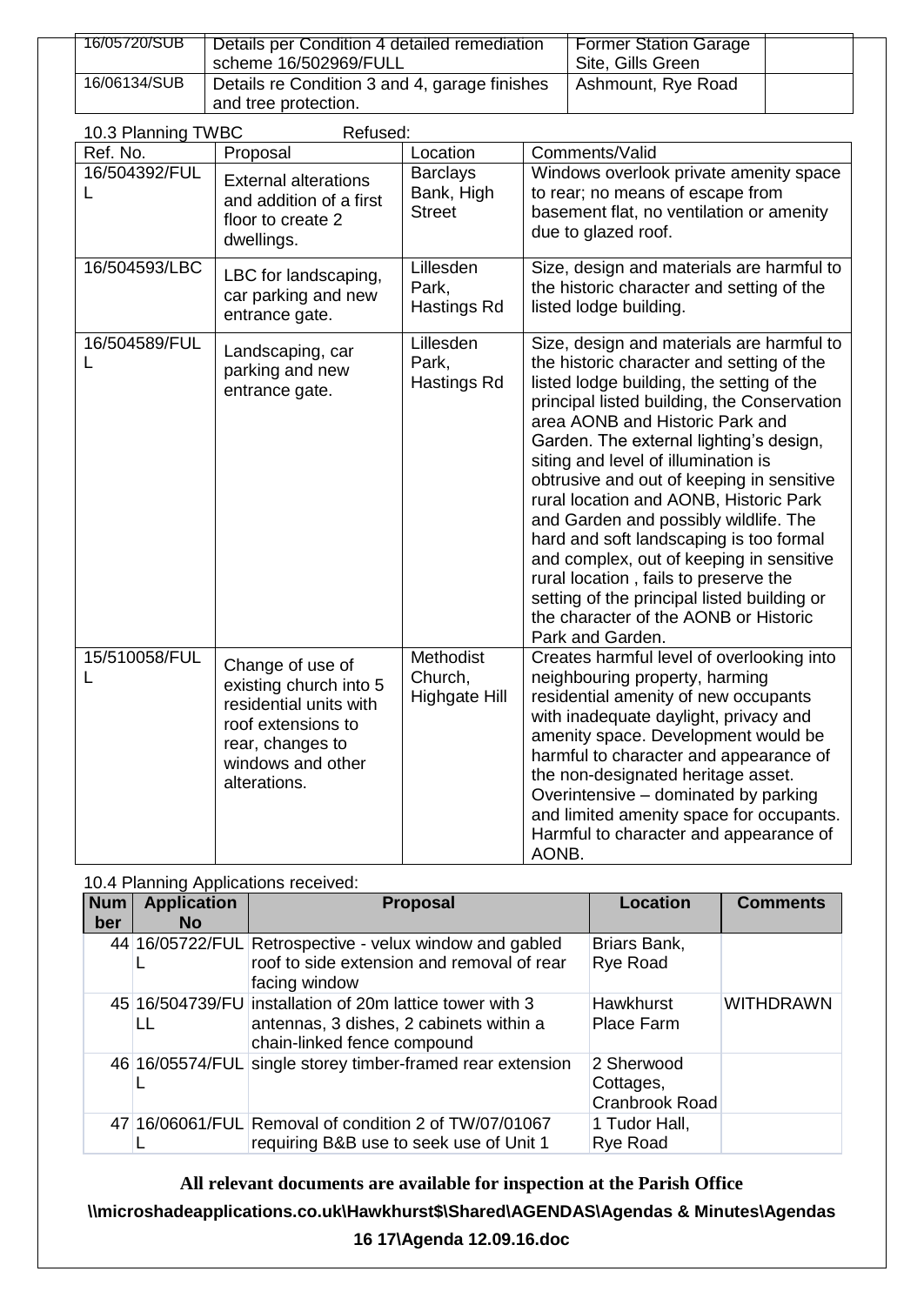| | | | |
|---|---|---|---|
| 16/05720/SUB | Details per Condition 4 detailed remediation scheme 16/502969/FULL | Former Station Garage Site, Gills Green | |
| 16/06134/SUB | Details re Condition 3 and 4, garage finishes and tree protection. | Ashmount, Rye Road | |

10.3 Planning TWBC Refused:

| Ref. No. | Proposal | Location | Comments/Valid |
|---|---|---|---|
| 16/504392/FULL | External alterations and addition of a first floor to create 2 dwellings. | Barclays Bank, High Street | Windows overlook private amenity space to rear; no means of escape from basement flat, no ventilation or amenity due to glazed roof. |
| 16/504593/LBC | LBC for landscaping, car parking and new entrance gate. | Lillesden Park, Hastings Rd | Size, design and materials are harmful to the historic character and setting of the listed lodge building. |
| 16/504589/FULL | Landscaping, car parking and new entrance gate. | Lillesden Park, Hastings Rd | Size, design and materials are harmful to the historic character and setting of the listed lodge building, the setting of the principal listed building, the Conservation area AONB and Historic Park and Garden. The external lighting's design, siting and level of illumination is obtrusive and out of keeping in sensitive rural location and AONB, Historic Park and Garden and possibly wildlife. The hard and soft landscaping is too formal and complex, out of keeping in sensitive rural location , fails to preserve the setting of the principal listed building or the character of the AONB or Historic Park and Garden. |
| 15/510058/FULL | Change of use of existing church into 5 residential units with roof extensions to rear, changes to windows and other alterations. | Methodist Church, Highgate Hill | Creates harmful level of overlooking into neighbouring property, harming residential amenity of new occupants with inadequate daylight, privacy and amenity space. Development would be harmful to character and appearance of the non-designated heritage asset. Overintensive – dominated by parking and limited amenity space for occupants. Harmful to character and appearance of AONB. |

10.4 Planning Applications received:

| Number | Application No | Proposal | Location | Comments |
|---|---|---|---|---|
| 44 | 16/05722/FULL | Retrospective - velux window and gabled roof to side extension and removal of rear facing window | Briars Bank, Rye Road | |
| 45 | 16/504739/FULL | installation of 20m lattice tower with 3 antennas, 3 dishes, 2 cabinets within a chain-linked fence compound | Hawkhurst Place Farm | WITHDRAWN |
| 46 | 16/05574/FULL | single storey timber-framed rear extension | 2 Sherwood Cottages, Cranbrook Road | |
| 47 | 16/06061/FULL | Removal of condition 2 of TW/07/01067 requiring B&B use to seek use of Unit 1 | 1 Tudor Hall, Rye Road | |

**All relevant documents are available for inspection at the Parish Office**

**\\microshadeapplications.co.uk\Hawkhurst$\Shared\AGENDAS\Agendas & Minutes\Agendas 16 17\Agenda 12.09.16.doc**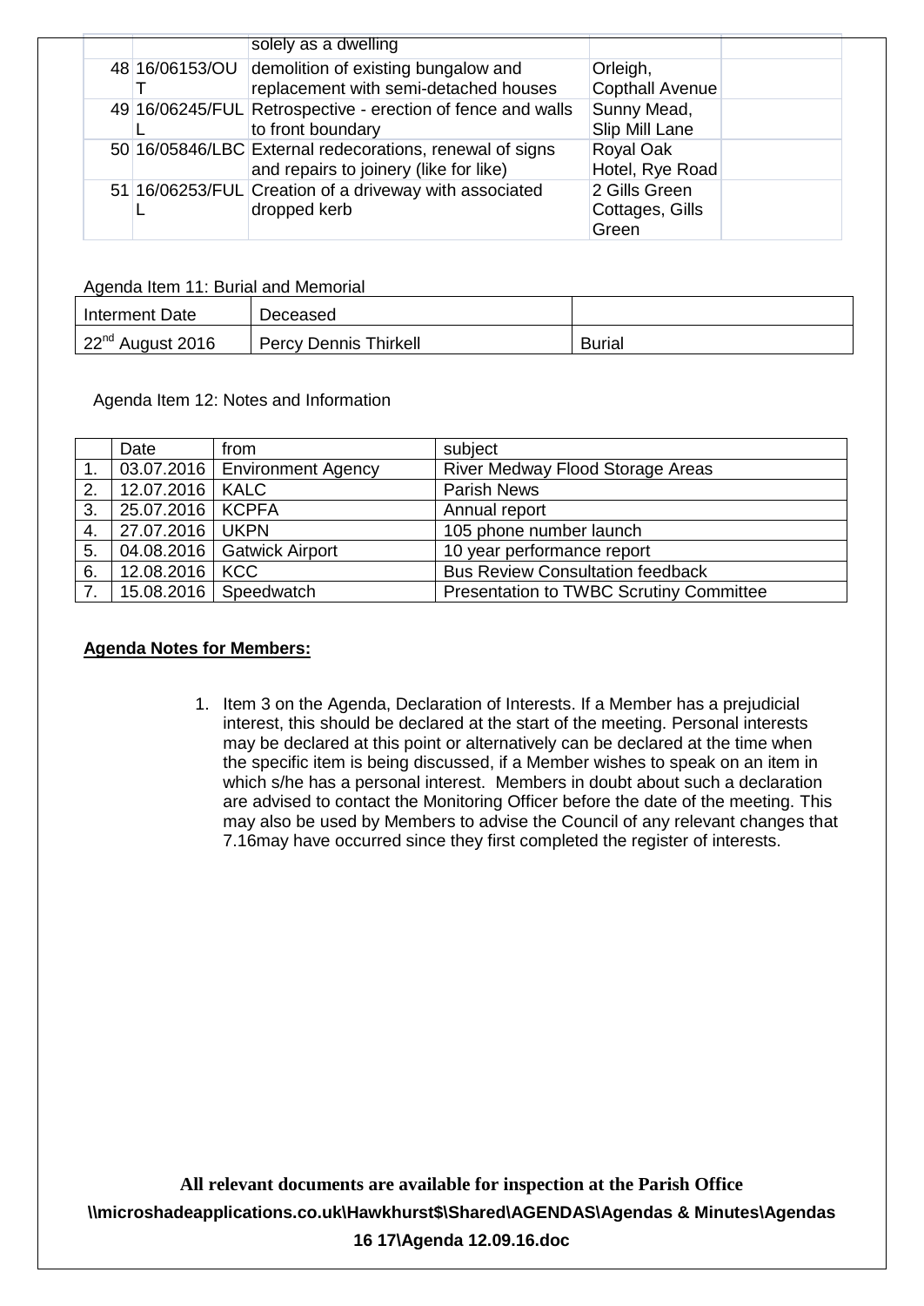| | | | | |
|---|---|---|---|---|
| | | solely as a dwelling | | |
| 48 | 16/06153/OUT | demolition of existing bungalow and replacement with semi-detached houses | Orleigh, Copthall Avenue | |
| 49 | 16/06245/FULL | Retrospective - erection of fence and walls to front boundary | Sunny Mead, Slip Mill Lane | |
| 50 | 16/05846/LBC | External redecorations, renewal of signs and repairs to joinery (like for like) | Royal Oak Hotel, Rye Road | |
| 51 | 16/06253/FULL | Creation of a driveway with associated dropped kerb | 2 Gills Green Cottages, Gills Green | |

Agenda Item 11: Burial and Memorial

| Interment Date | Deceased | |
|---|---|---|
| 22nd August 2016 | Percy Dennis Thirkell | Burial |

Agenda Item 12: Notes and Information

| | Date | from | subject |
|---|---|---|---|
| 1. | 03.07.2016 | Environment Agency | River Medway Flood Storage Areas |
| 2. | 12.07.2016 | KALC | Parish News |
| 3. | 25.07.2016 | KCPFA | Annual report |
| 4. | 27.07.2016 | UKPN | 105 phone number launch |
| 5. | 04.08.2016 | Gatwick Airport | 10 year performance report |
| 6. | 12.08.2016 | KCC | Bus Review Consultation feedback |
| 7. | 15.08.2016 | Speedwatch | Presentation to TWBC Scrutiny Committee |

**Agenda Notes for Members:**

1. Item 3 on the Agenda, Declaration of Interests. If a Member has a prejudicial interest, this should be declared at the start of the meeting. Personal interests may be declared at this point or alternatively can be declared at the time when the specific item is being discussed, if a Member wishes to speak on an item in which s/he has a personal interest. Members in doubt about such a declaration are advised to contact the Monitoring Officer before the date of the meeting. This may also be used by Members to advise the Council of any relevant changes that 7.16may have occurred since they first completed the register of interests.

**All relevant documents are available for inspection at the Parish Office**

**\\microshadeapplications.co.uk\Hawkhurst$\Shared\AGENDAS\Agendas & Minutes\Agendas 16 17\Agenda 12.09.16.doc**